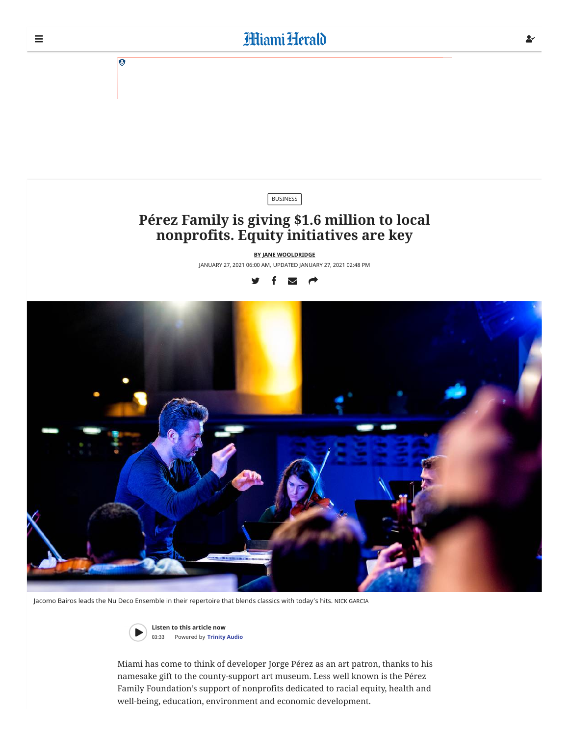BUSINESS

# Pérez Family is giving $1.6 million to local nonprofits. Equity initiatives are key

BY JANE WOOLDRIDGE

JANUARY 27, 2021 06:00 AM, UPDATED JANUARY 27, 2021 02:48 PM

Jacomo Bairos leads the Nu Deco Ensemble in their repertoire that blends classics with today's hits. NICK GARCIA

Listen to this article now

03:33 Powered by Trinity Audio

Miami has come to think of developer Jorge Pérez as an art patron, thanks to his namesake gift to the county-support art museum. Less well known is the Pérez Family Foundation's support of nonprofits dedicated to racial equity, health and well-being, education, environment and economic development.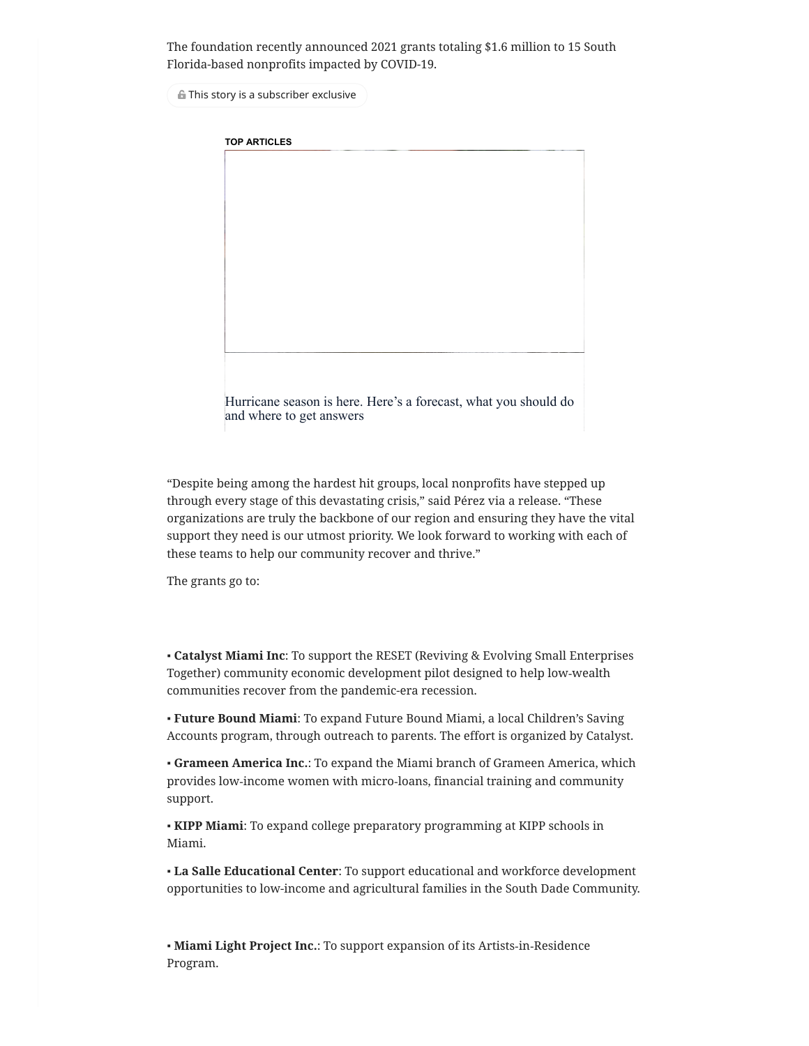The foundation recently announced 2021 grants totaling $1.6 million to 15 South Florida-based nonprofits impacted by COVID-19.

This story is a subscriber exclusive

TOP ARTICLES

Hurricane season is here. Here's a forecast, what you should do and where to get answers

"Despite being among the hardest hit groups, local nonprofits have stepped up through every stage of this devastating crisis," said Pérez via a release. "These organizations are truly the backbone of our region and ensuring they have the vital support they need is our utmost priority. We look forward to working with each of these teams to help our community recover and thrive."

The grants go to:

▪ **Catalyst Miami Inc**: To support the RESET (Reviving & Evolving Small Enterprises Together) community economic development pilot designed to help low-wealth communities recover from the pandemic-era recession.

▪ **Future Bound Miami**: To expand Future Bound Miami, a local Children's Saving Accounts program, through outreach to parents. The effort is organized by Catalyst.

▪ **Grameen America Inc.**: To expand the Miami branch of Grameen America, which provides low-income women with micro-loans, financial training and community support.

▪ **KIPP Miami**: To expand college preparatory programming at KIPP schools in Miami.

▪ **La Salle Educational Center**: To support educational and workforce development opportunities to low-income and agricultural families in the South Dade Community.

▪ **Miami Light Project Inc.**: To support expansion of its Artists-in-Residence Program.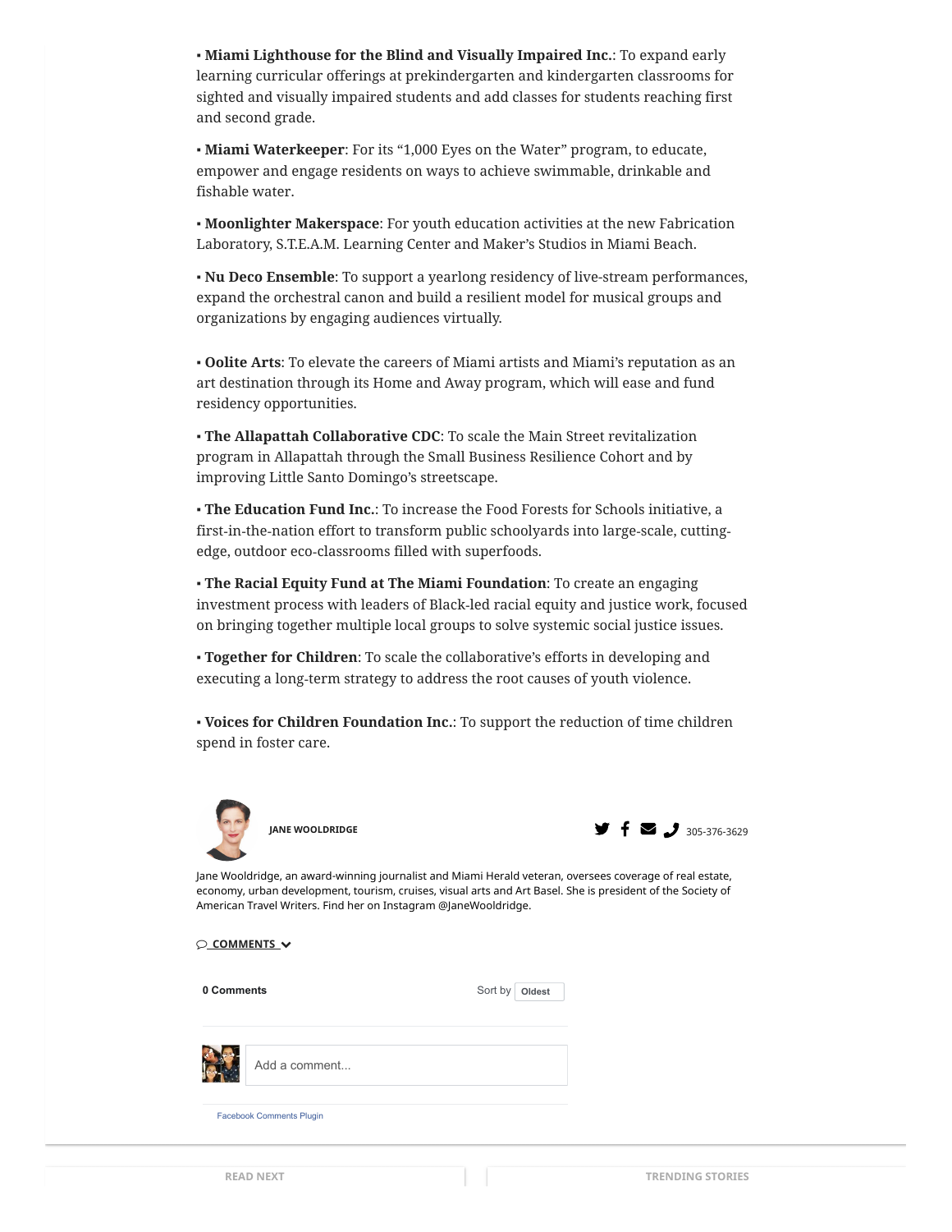▪ **Miami Lighthouse for the Blind and Visually Impaired Inc.**: To expand early learning curricular offerings at prekindergarten and kindergarten classrooms for sighted and visually impaired students and add classes for students reaching first and second grade.

▪ **Miami Waterkeeper**: For its "1,000 Eyes on the Water" program, to educate, empower and engage residents on ways to achieve swimmable, drinkable and fishable water.

▪ **Moonlighter Makerspace**: For youth education activities at the new Fabrication Laboratory, S.T.E.A.M. Learning Center and Maker's Studios in Miami Beach.

▪ **Nu Deco Ensemble**: To support a yearlong residency of live-stream performances, expand the orchestral canon and build a resilient model for musical groups and organizations by engaging audiences virtually.

▪ **Oolite Arts**: To elevate the careers of Miami artists and Miami's reputation as an art destination through its Home and Away program, which will ease and fund residency opportunities.

▪ **The Allapattah Collaborative CDC**: To scale the Main Street revitalization program in Allapattah through the Small Business Resilience Cohort and by improving Little Santo Domingo's streetscape.

▪ **The Education Fund Inc.**: To increase the Food Forests for Schools initiative, a first-in-the-nation effort to transform public schoolyards into large-scale, cutting-edge, outdoor eco-classrooms filled with superfoods.

▪ **The Racial Equity Fund at The Miami Foundation**: To create an engaging investment process with leaders of Black-led racial equity and justice work, focused on bringing together multiple local groups to solve systemic social justice issues.

▪ **Together for Children**: To scale the collaborative's efforts in developing and executing a long-term strategy to address the root causes of youth violence.

▪ **Voices for Children Foundation Inc.**: To support the reduction of time children spend in foster care.

**JANE WOOLDRIDGE** 305-376-3629

Jane Wooldridge, an award-winning journalist and Miami Herald veteran, oversees coverage of real estate, economy, urban development, tourism, cruises, visual arts and Art Basel. She is president of the Society of American Travel Writers. Find her on Instagram @JaneWooldridge.

COMMENTS

0 Comments Sort by Oldest

Add a comment...

Facebook Comments Plugin

READ NEXT | TRENDING STORIES